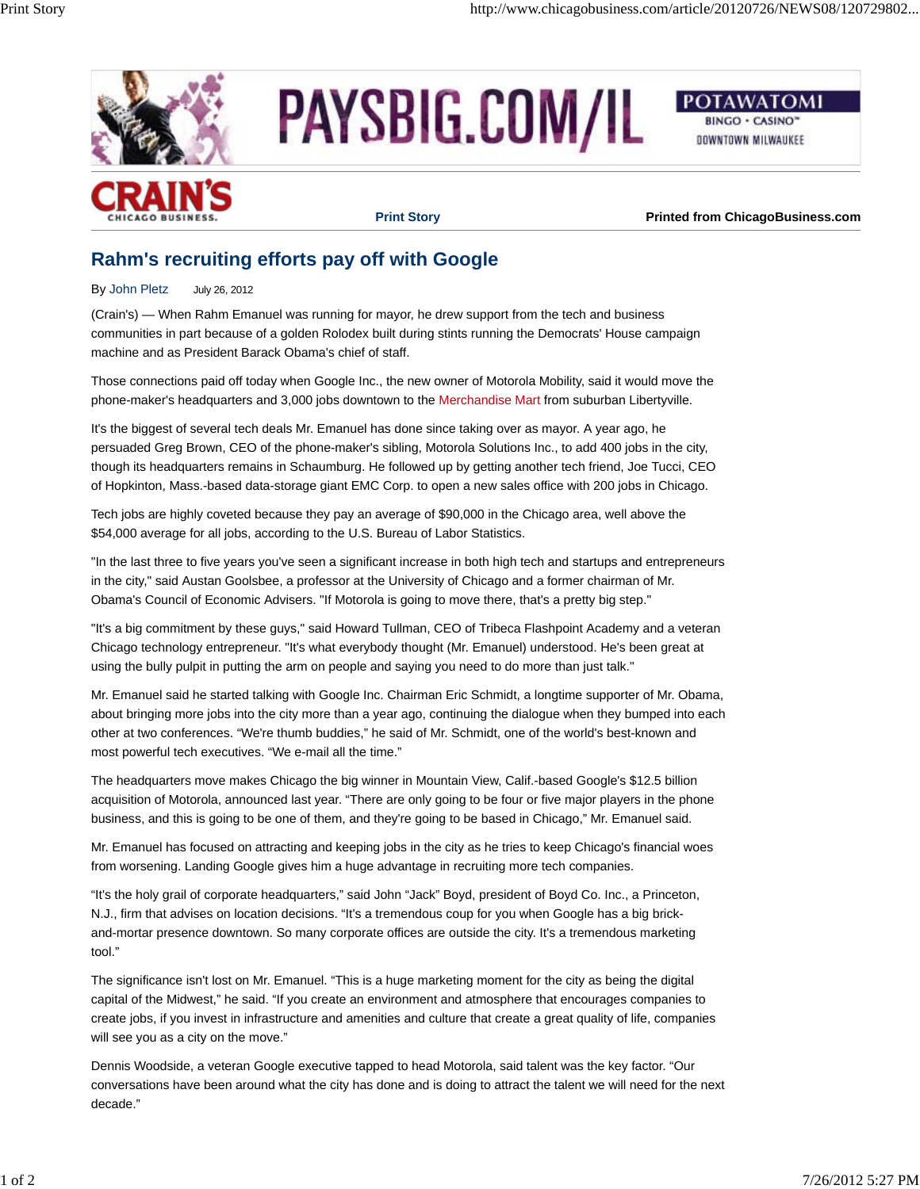# Rahm's recruiting efforts pay off with Google

By John Pletz July 26, 2012

(Crain's) — When Rahm Emanuel was running for mayor, he drew support from the tech and business communities in part because of a golden Rolodex built during stints running the Democrats' House campaign machine and as President Barack Obama's chief of staff.

Those connections paid off today when Google Inc., the new owner of Motorola Mobility, said it would move the phone-maker's headquarters and 3,000 jobs downtown to the Merchandise Mart from suburban Libertyville.

It's the biggest of several tech deals Mr. Emanuel has done since taking over as mayor. A year ago, he persuaded Greg Brown, CEO of the phone-maker's sibling, Motorola Solutions Inc., to add 400 jobs in the city, though its headquarters remains in Schaumburg. He followed up by getting another tech friend, Joe Tucci, CEO of Hopkinton, Mass.-based data-storage giant EMC Corp. to open a new sales office with 200 jobs in Chicago.

Tech jobs are highly coveted because they pay an average of $90,000 in the Chicago area, well above the $54,000 average for all jobs, according to the U.S. Bureau of Labor Statistics.

"In the last three to five years you've seen a significant increase in both high tech and startups and entrepreneurs in the city," said Austan Goolsbee, a professor at the University of Chicago and a former chairman of Mr. Obama's Council of Economic Advisers. "If Motorola is going to move there, that's a pretty big step."

"It's a big commitment by these guys," said Howard Tullman, CEO of Tribeca Flashpoint Academy and a veteran Chicago technology entrepreneur. "It's what everybody thought (Mr. Emanuel) understood. He's been great at using the bully pulpit in putting the arm on people and saying you need to do more than just talk."

Mr. Emanuel said he started talking with Google Inc. Chairman Eric Schmidt, a longtime supporter of Mr. Obama, about bringing more jobs into the city more than a year ago, continuing the dialogue when they bumped into each other at two conferences. "We're thumb buddies," he said of Mr. Schmidt, one of the world's best-known and most powerful tech executives. "We e-mail all the time."

The headquarters move makes Chicago the big winner in Mountain View, Calif.-based Google's $12.5 billion acquisition of Motorola, announced last year. "There are only going to be four or five major players in the phone business, and this is going to be one of them, and they're going to be based in Chicago," Mr. Emanuel said.

Mr. Emanuel has focused on attracting and keeping jobs in the city as he tries to keep Chicago's financial woes from worsening. Landing Google gives him a huge advantage in recruiting more tech companies.

"It's the holy grail of corporate headquarters," said John "Jack" Boyd, president of Boyd Co. Inc., a Princeton, N.J., firm that advises on location decisions. "It's a tremendous coup for you when Google has a big brick-and-mortar presence downtown. So many corporate offices are outside the city. It's a tremendous marketing tool."

The significance isn't lost on Mr. Emanuel. "This is a huge marketing moment for the city as being the digital capital of the Midwest," he said. "If you create an environment and atmosphere that encourages companies to create jobs, if you invest in infrastructure and amenities and culture that create a great quality of life, companies will see you as a city on the move."

Dennis Woodside, a veteran Google executive tapped to head Motorola, said talent was the key factor. "Our conversations have been around what the city has done and is doing to attract the talent we will need for the next decade."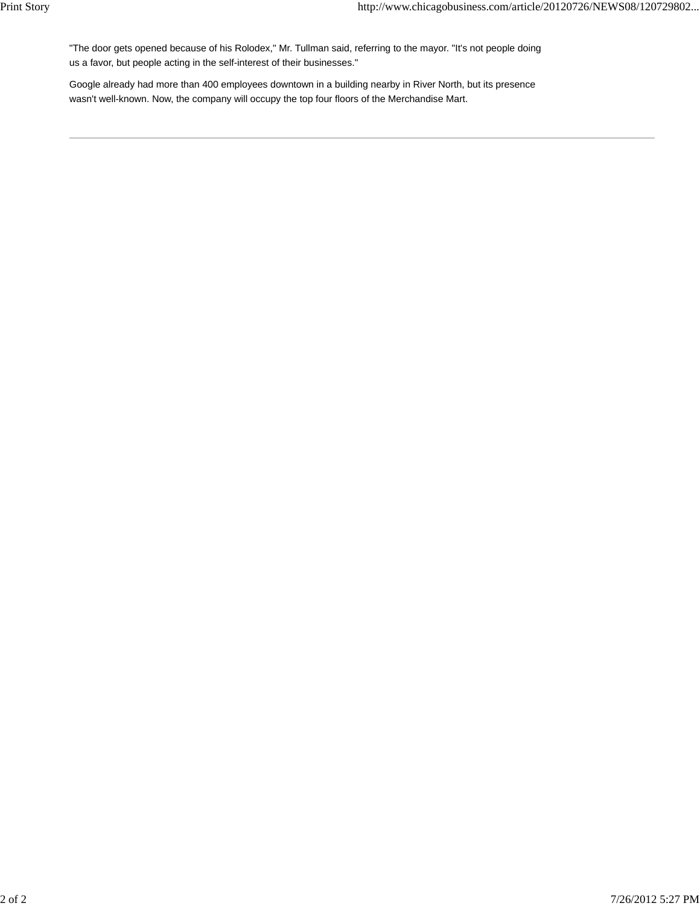"The door gets opened because of his Rolodex," Mr. Tullman said, referring to the mayor. "It's not people doing us a favor, but people acting in the self-interest of their businesses."

Google already had more than 400 employees downtown in a building nearby in River North, but its presence wasn't well-known. Now, the company will occupy the top four floors of the Merchandise Mart.

---